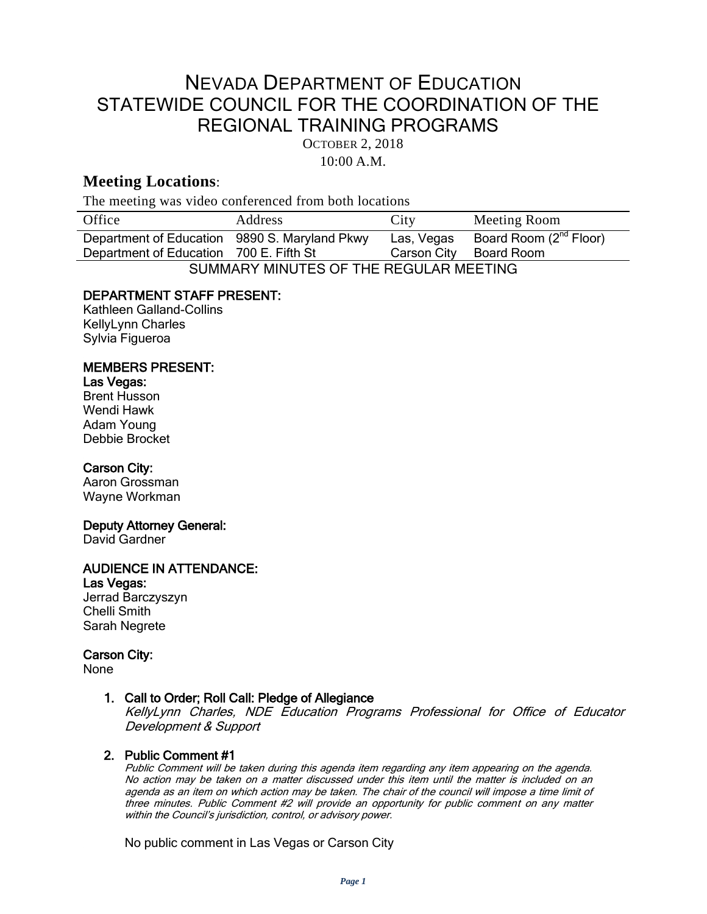# NEVADA DEPARTMENT OF EDUCATION
# STATEWIDE COUNCIL FOR THE COORDINATION OF THE REGIONAL TRAINING PROGRAMS

OCTOBER 2, 2018

10:00 A.M.

## Meeting Locations:

The meeting was video conferenced from both locations

| Office | Address | City | Meeting Room |
|---|---|---|---|
| Department of Education | 9890 S. Maryland Pkwy | Las, Vegas | Board Room (2nd Floor) |
| Department of Education | 700 E. Fifth St | Carson City | Board Room |

SUMMARY MINUTES OF THE REGULAR MEETING

**DEPARTMENT STAFF PRESENT:**

Kathleen Galland-Collins
KellyLynn Charles
Sylvia Figueroa

**MEMBERS PRESENT:**

**Las Vegas:**

Brent Husson
Wendi Hawk
Adam Young
Debbie Brocket

**Carson City:**

Aaron Grossman
Wayne Workman

**Deputy Attorney General:**

David Gardner

**AUDIENCE IN ATTENDANCE:**

**Las Vegas:**

Jerrad Barczyszyn
Chelli Smith
Sarah Negrete

**Carson City:**

None

1. **Call to Order; Roll Call: Pledge of Allegiance**

   *KellyLynn Charles, NDE Education Programs Professional for Office of Educator Development & Support*

2. **Public Comment #1**

   *Public Comment will be taken during this agenda item regarding any item appearing on the agenda. No action may be taken on a matter discussed under this item until the matter is included on an agenda as an item on which action may be taken. The chair of the council will impose a time limit of three minutes. Public Comment #2 will provide an opportunity for public comment on any matter within the Council's jurisdiction, control, or advisory power.*

   No public comment in Las Vegas or Carson City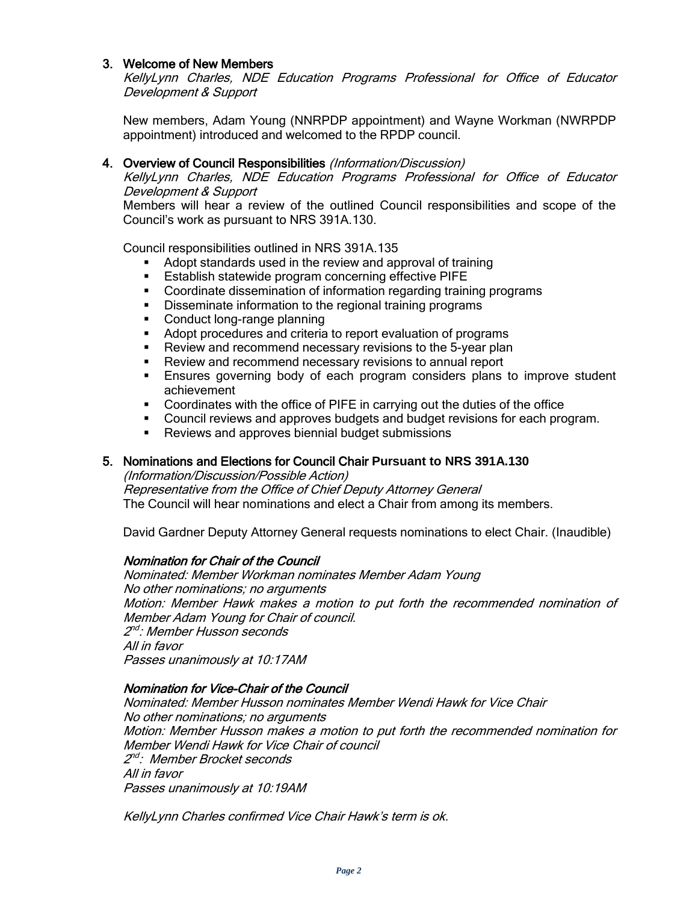### 3. Welcome of New Members

*KellyLynn Charles, NDE Education Programs Professional for Office of Educator Development & Support*

New members, Adam Young (NNRPDP appointment) and Wayne Workman (NWRPDP appointment) introduced and welcomed to the RPDP council.

### 4. Overview of Council Responsibilities *(Information/Discussion)*

*KellyLynn Charles, NDE Education Programs Professional for Office of Educator Development & Support*

Members will hear a review of the outlined Council responsibilities and scope of the Council's work as pursuant to NRS 391A.130.

Council responsibilities outlined in NRS 391A.135

- Adopt standards used in the review and approval of training
- Establish statewide program concerning effective PIFE
- Coordinate dissemination of information regarding training programs
- Disseminate information to the regional training programs
- Conduct long-range planning
- Adopt procedures and criteria to report evaluation of programs
- Review and recommend necessary revisions to the 5-year plan
- Review and recommend necessary revisions to annual report
- Ensures governing body of each program considers plans to improve student achievement
- Coordinates with the office of PIFE in carrying out the duties of the office
- Council reviews and approves budgets and budget revisions for each program.
- Reviews and approves biennial budget submissions

### 5. Nominations and Elections for Council Chair Pursuant to NRS 391A.130

*(Information/Discussion/Possible Action)*
*Representative from the Office of Chief Deputy Attorney General*
The Council will hear nominations and elect a Chair from among its members.

David Gardner Deputy Attorney General requests nominations to elect Chair. (Inaudible)

***Nomination for Chair of the Council***

*Nominated: Member Workman nominates Member Adam Young*
*No other nominations; no arguments*
*Motion: Member Hawk makes a motion to put forth the recommended nomination of Member Adam Young for Chair of council.*
*2nd: Member Husson seconds*
*All in favor*
*Passes unanimously at 10:17AM*

***Nomination for Vice-Chair of the Council***

*Nominated: Member Husson nominates Member Wendi Hawk for Vice Chair*
*No other nominations; no arguments*
*Motion: Member Husson makes a motion to put forth the recommended nomination for Member Wendi Hawk for Vice Chair of council*
*2nd: Member Brocket seconds*
*All in favor*
*Passes unanimously at 10:19AM*

*KellyLynn Charles confirmed Vice Chair Hawk's term is ok.*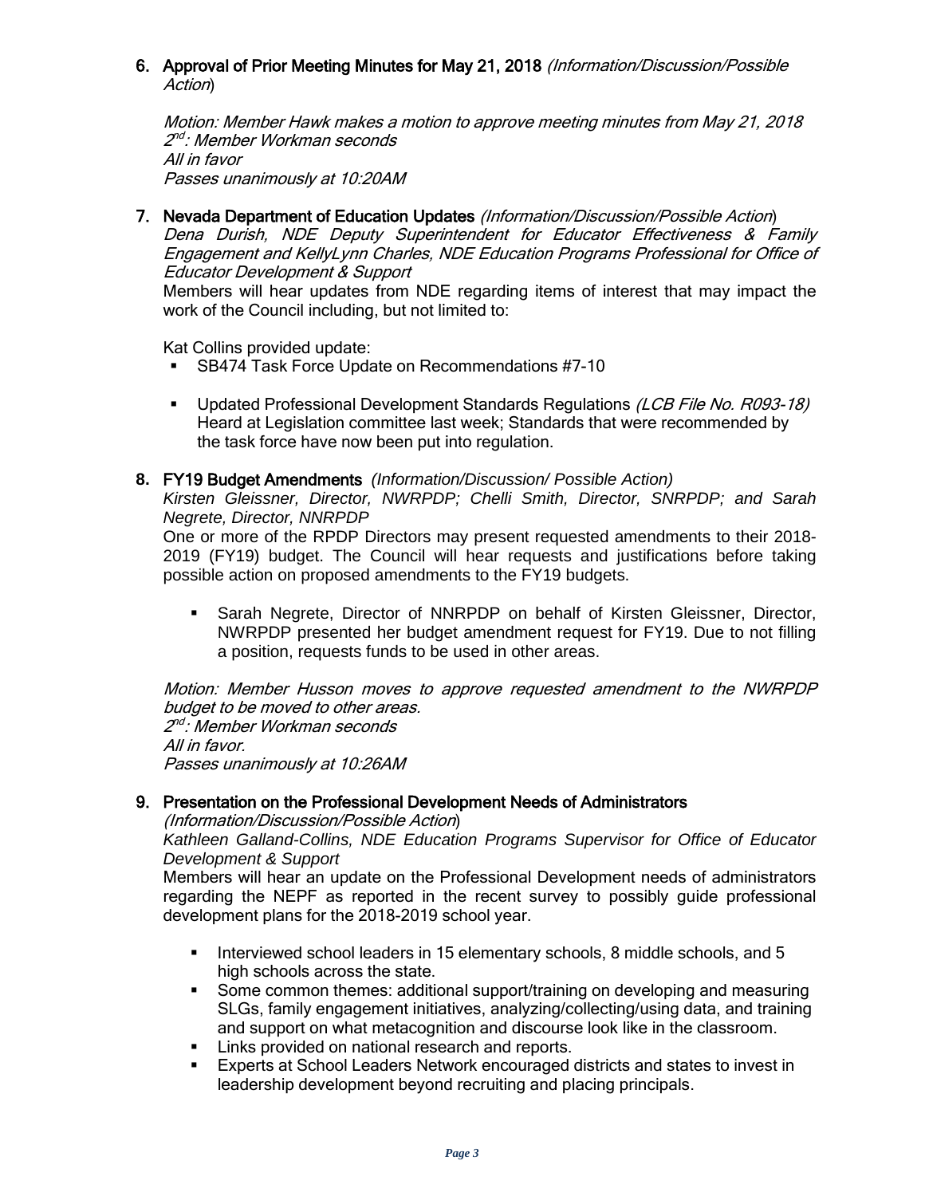6. **Approval of Prior Meeting Minutes for May 21, 2018** *(Information/Discussion/Possible Action)*

   *Motion: Member Hawk makes a motion to approve meeting minutes from May 21, 2018*
   *2nd: Member Workman seconds*
   *All in favor*
   *Passes unanimously at 10:20AM*

7. **Nevada Department of Education Updates** *(Information/Discussion/Possible Action)*
   *Dena Durish, NDE Deputy Superintendent for Educator Effectiveness & Family Engagement and KellyLynn Charles, NDE Education Programs Professional for Office of Educator Development & Support*
   Members will hear updates from NDE regarding items of interest that may impact the work of the Council including, but not limited to:

   Kat Collins provided update:
   - SB474 Task Force Update on Recommendations #7-10
   - Updated Professional Development Standards Regulations *(LCB File No. R093-18)* Heard at Legislation committee last week; Standards that were recommended by the task force have now been put into regulation.

8. **FY19 Budget Amendments** *(Information/Discussion/ Possible Action)*
   *Kirsten Gleissner, Director, NWRPDP; Chelli Smith, Director, SNRPDP; and Sarah Negrete, Director, NNRPDP*
   One or more of the RPDP Directors may present requested amendments to their 2018-2019 (FY19) budget. The Council will hear requests and justifications before taking possible action on proposed amendments to the FY19 budgets.

   - Sarah Negrete, Director of NNRPDP on behalf of Kirsten Gleissner, Director, NWRPDP presented her budget amendment request for FY19. Due to not filling a position, requests funds to be used in other areas.

   *Motion: Member Husson moves to approve requested amendment to the NWRPDP budget to be moved to other areas.*
   *2nd: Member Workman seconds*
   *All in favor.*
   *Passes unanimously at 10:26AM*

9. **Presentation on the Professional Development Needs of Administrators** *(Information/Discussion/Possible Action)*
   *Kathleen Galland-Collins, NDE Education Programs Supervisor for Office of Educator Development & Support*
   Members will hear an update on the Professional Development needs of administrators regarding the NEPF as reported in the recent survey to possibly guide professional development plans for the 2018-2019 school year.

   - Interviewed school leaders in 15 elementary schools, 8 middle schools, and 5 high schools across the state.
   - Some common themes: additional support/training on developing and measuring SLGs, family engagement initiatives, analyzing/collecting/using data, and training and support on what metacognition and discourse look like in the classroom.
   - Links provided on national research and reports.
   - Experts at School Leaders Network encouraged districts and states to invest in leadership development beyond recruiting and placing principals.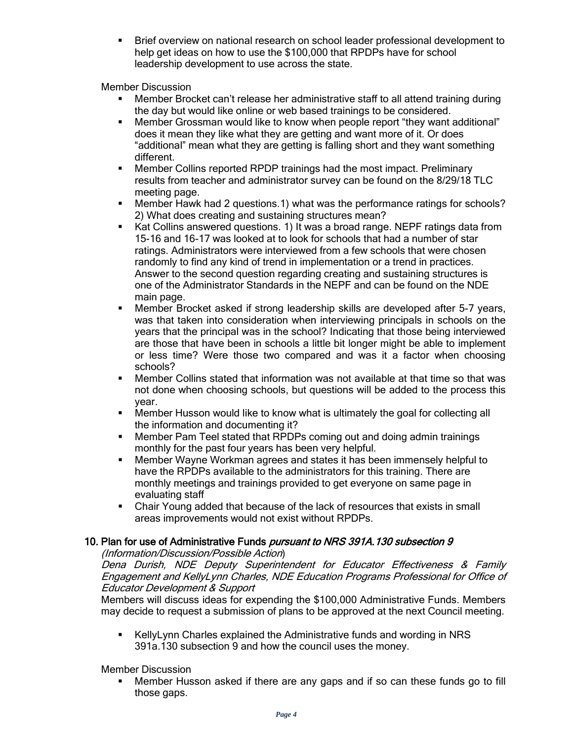- Brief overview on national research on school leader professional development to help get ideas on how to use the $100,000 that RPDPs have for school leadership development to use across the state.

Member Discussion

- Member Brocket can't release her administrative staff to all attend training during the day but would like online or web based trainings to be considered.
- Member Grossman would like to know when people report "they want additional" does it mean they like what they are getting and want more of it. Or does "additional" mean what they are getting is falling short and they want something different.
- Member Collins reported RPDP trainings had the most impact. Preliminary results from teacher and administrator survey can be found on the 8/29/18 TLC meeting page.
- Member Hawk had 2 questions.1) what was the performance ratings for schools? 2) What does creating and sustaining structures mean?
- Kat Collins answered questions. 1) It was a broad range. NEPF ratings data from 15-16 and 16-17 was looked at to look for schools that had a number of star ratings. Administrators were interviewed from a few schools that were chosen randomly to find any kind of trend in implementation or a trend in practices. Answer to the second question regarding creating and sustaining structures is one of the Administrator Standards in the NEPF and can be found on the NDE main page.
- Member Brocket asked if strong leadership skills are developed after 5-7 years, was that taken into consideration when interviewing principals in schools on the years that the principal was in the school? Indicating that those being interviewed are those that have been in schools a little bit longer might be able to implement or less time? Were those two compared and was it a factor when choosing schools?
- Member Collins stated that information was not available at that time so that was not done when choosing schools, but questions will be added to the process this year.
- Member Husson would like to know what is ultimately the goal for collecting all the information and documenting it?
- Member Pam Teel stated that RPDPs coming out and doing admin trainings monthly for the past four years has been very helpful.
- Member Wayne Workman agrees and states it has been immensely helpful to have the RPDPs available to the administrators for this training. There are monthly meetings and trainings provided to get everyone on same page in evaluating staff
- Chair Young added that because of the lack of resources that exists in small areas improvements would not exist without RPDPs.

### 10. Plan for use of Administrative Funds *pursuant to NRS 391A.130 subsection 9*

*(Information/Discussion/Possible Action)*

*Dena Durish, NDE Deputy Superintendent for Educator Effectiveness & Family Engagement and KellyLynn Charles, NDE Education Programs Professional for Office of Educator Development & Support*

Members will discuss ideas for expending the $100,000 Administrative Funds. Members may decide to request a submission of plans to be approved at the next Council meeting.

- KellyLynn Charles explained the Administrative funds and wording in NRS 391a.130 subsection 9 and how the council uses the money.

Member Discussion

- Member Husson asked if there are any gaps and if so can these funds go to fill those gaps.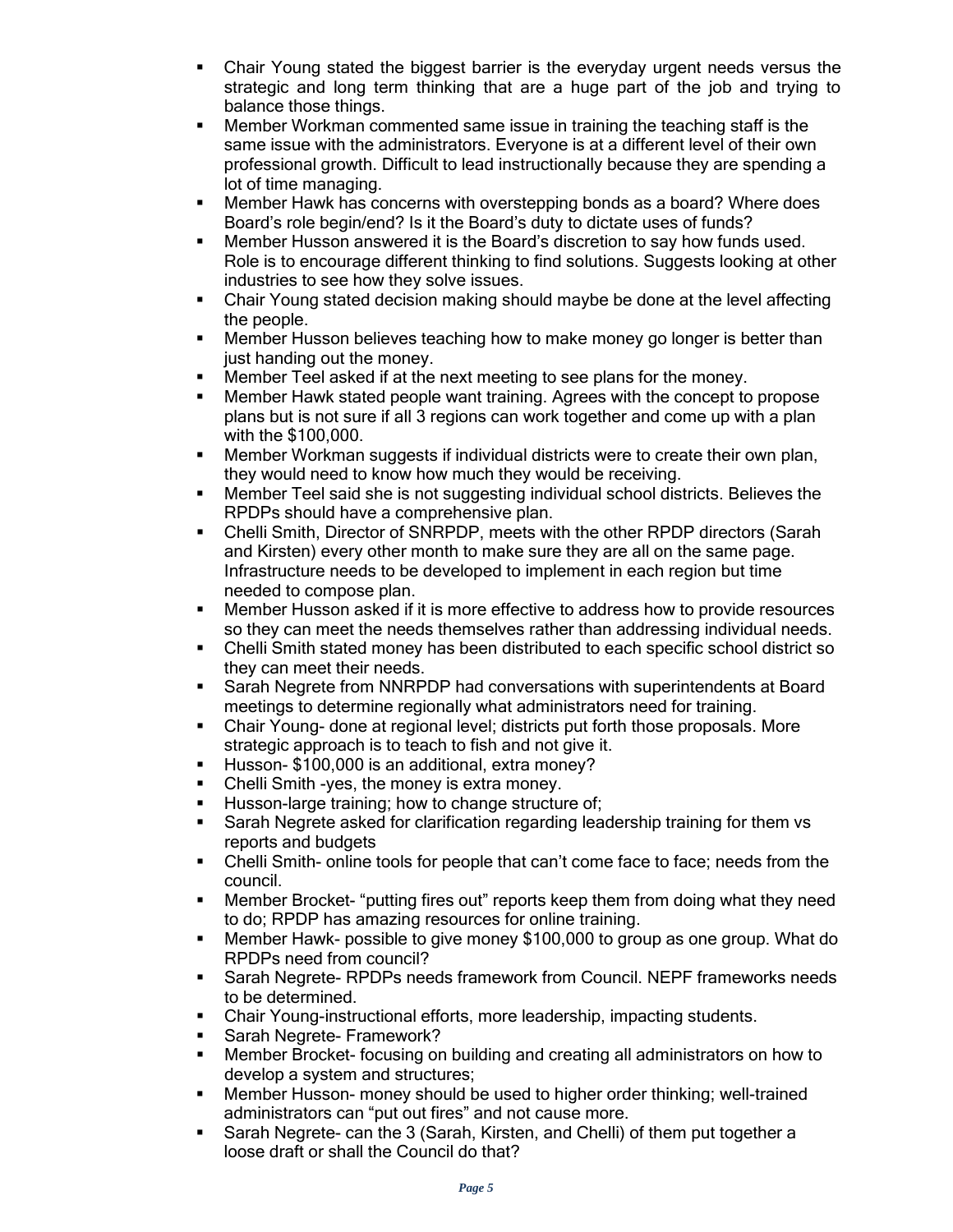- Chair Young stated the biggest barrier is the everyday urgent needs versus the strategic and long term thinking that are a huge part of the job and trying to balance those things.
- Member Workman commented same issue in training the teaching staff is the same issue with the administrators. Everyone is at a different level of their own professional growth. Difficult to lead instructionally because they are spending a lot of time managing.
- Member Hawk has concerns with overstepping bonds as a board? Where does Board's role begin/end? Is it the Board's duty to dictate uses of funds?
- Member Husson answered it is the Board's discretion to say how funds used. Role is to encourage different thinking to find solutions. Suggests looking at other industries to see how they solve issues.
- Chair Young stated decision making should maybe be done at the level affecting the people.
- Member Husson believes teaching how to make money go longer is better than just handing out the money.
- Member Teel asked if at the next meeting to see plans for the money.
- Member Hawk stated people want training. Agrees with the concept to propose plans but is not sure if all 3 regions can work together and come up with a plan with the $100,000.
- Member Workman suggests if individual districts were to create their own plan, they would need to know how much they would be receiving.
- Member Teel said she is not suggesting individual school districts. Believes the RPDPs should have a comprehensive plan.
- Chelli Smith, Director of SNRPDP, meets with the other RPDP directors (Sarah and Kirsten) every other month to make sure they are all on the same page. Infrastructure needs to be developed to implement in each region but time needed to compose plan.
- Member Husson asked if it is more effective to address how to provide resources so they can meet the needs themselves rather than addressing individual needs.
- Chelli Smith stated money has been distributed to each specific school district so they can meet their needs.
- Sarah Negrete from NNRPDP had conversations with superintendents at Board meetings to determine regionally what administrators need for training.
- Chair Young- done at regional level; districts put forth those proposals. More strategic approach is to teach to fish and not give it.
- Husson- $100,000 is an additional, extra money?
- Chelli Smith -yes, the money is extra money.
- Husson-large training; how to change structure of;
- Sarah Negrete asked for clarification regarding leadership training for them vs reports and budgets
- Chelli Smith- online tools for people that can't come face to face; needs from the council.
- Member Brocket- "putting fires out" reports keep them from doing what they need to do; RPDP has amazing resources for online training.
- Member Hawk- possible to give money $100,000 to group as one group. What do RPDPs need from council?
- Sarah Negrete- RPDPs needs framework from Council. NEPF frameworks needs to be determined.
- Chair Young-instructional efforts, more leadership, impacting students.
- Sarah Negrete- Framework?
- Member Brocket- focusing on building and creating all administrators on how to develop a system and structures;
- Member Husson- money should be used to higher order thinking; well-trained administrators can "put out fires" and not cause more.
- Sarah Negrete- can the 3 (Sarah, Kirsten, and Chelli) of them put together a loose draft or shall the Council do that?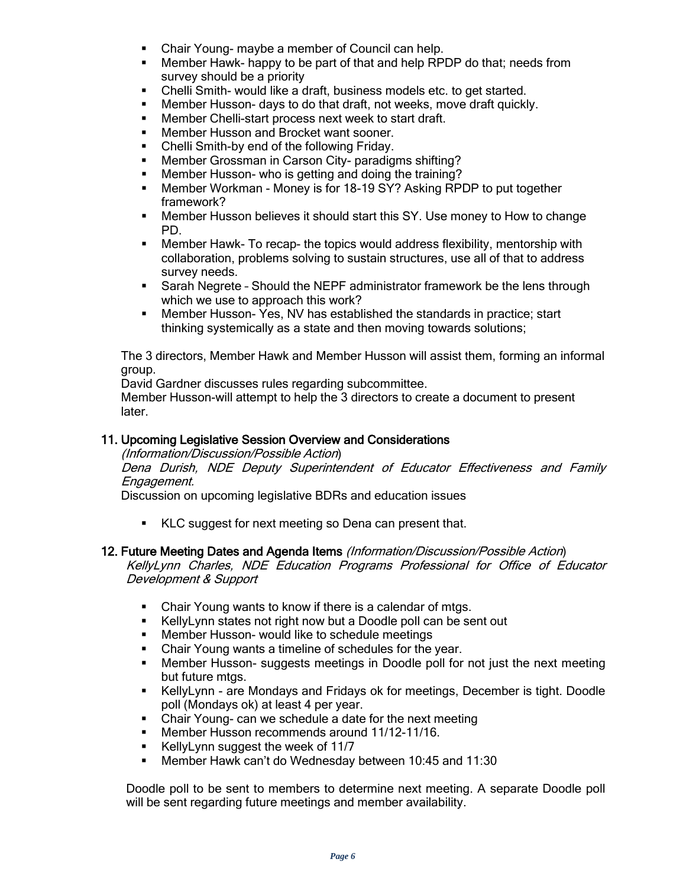- Chair Young- maybe a member of Council can help.
- Member Hawk- happy to be part of that and help RPDP do that; needs from survey should be a priority
- Chelli Smith- would like a draft, business models etc. to get started.
- Member Husson- days to do that draft, not weeks, move draft quickly.
- Member Chelli-start process next week to start draft.
- Member Husson and Brocket want sooner.
- Chelli Smith-by end of the following Friday.
- Member Grossman in Carson City- paradigms shifting?
- Member Husson- who is getting and doing the training?
- Member Workman - Money is for 18-19 SY? Asking RPDP to put together framework?
- Member Husson believes it should start this SY. Use money to How to change PD.
- Member Hawk- To recap- the topics would address flexibility, mentorship with collaboration, problems solving to sustain structures, use all of that to address survey needs.
- Sarah Negrete – Should the NEPF administrator framework be the lens through which we use to approach this work?
- Member Husson- Yes, NV has established the standards in practice; start thinking systemically as a state and then moving towards solutions;

The 3 directors, Member Hawk and Member Husson will assist them, forming an informal group.

David Gardner discusses rules regarding subcommittee.

Member Husson-will attempt to help the 3 directors to create a document to present later.

## 11. Upcoming Legislative Session Overview and Considerations

*(Information/Discussion/Possible Action)*

*Dena Durish, NDE Deputy Superintendent of Educator Effectiveness and Family Engagement.*

Discussion on upcoming legislative BDRs and education issues

- KLC suggest for next meeting so Dena can present that.

## 12. Future Meeting Dates and Agenda Items *(Information/Discussion/Possible Action)*

*KellyLynn Charles, NDE Education Programs Professional for Office of Educator Development & Support*

- Chair Young wants to know if there is a calendar of mtgs.
- KellyLynn states not right now but a Doodle poll can be sent out
- Member Husson- would like to schedule meetings
- Chair Young wants a timeline of schedules for the year.
- Member Husson- suggests meetings in Doodle poll for not just the next meeting but future mtgs.
- KellyLynn - are Mondays and Fridays ok for meetings, December is tight. Doodle poll (Mondays ok) at least 4 per year.
- Chair Young- can we schedule a date for the next meeting
- Member Husson recommends around 11/12-11/16.
- KellyLynn suggest the week of 11/7
- Member Hawk can't do Wednesday between 10:45 and 11:30

Doodle poll to be sent to members to determine next meeting. A separate Doodle poll will be sent regarding future meetings and member availability.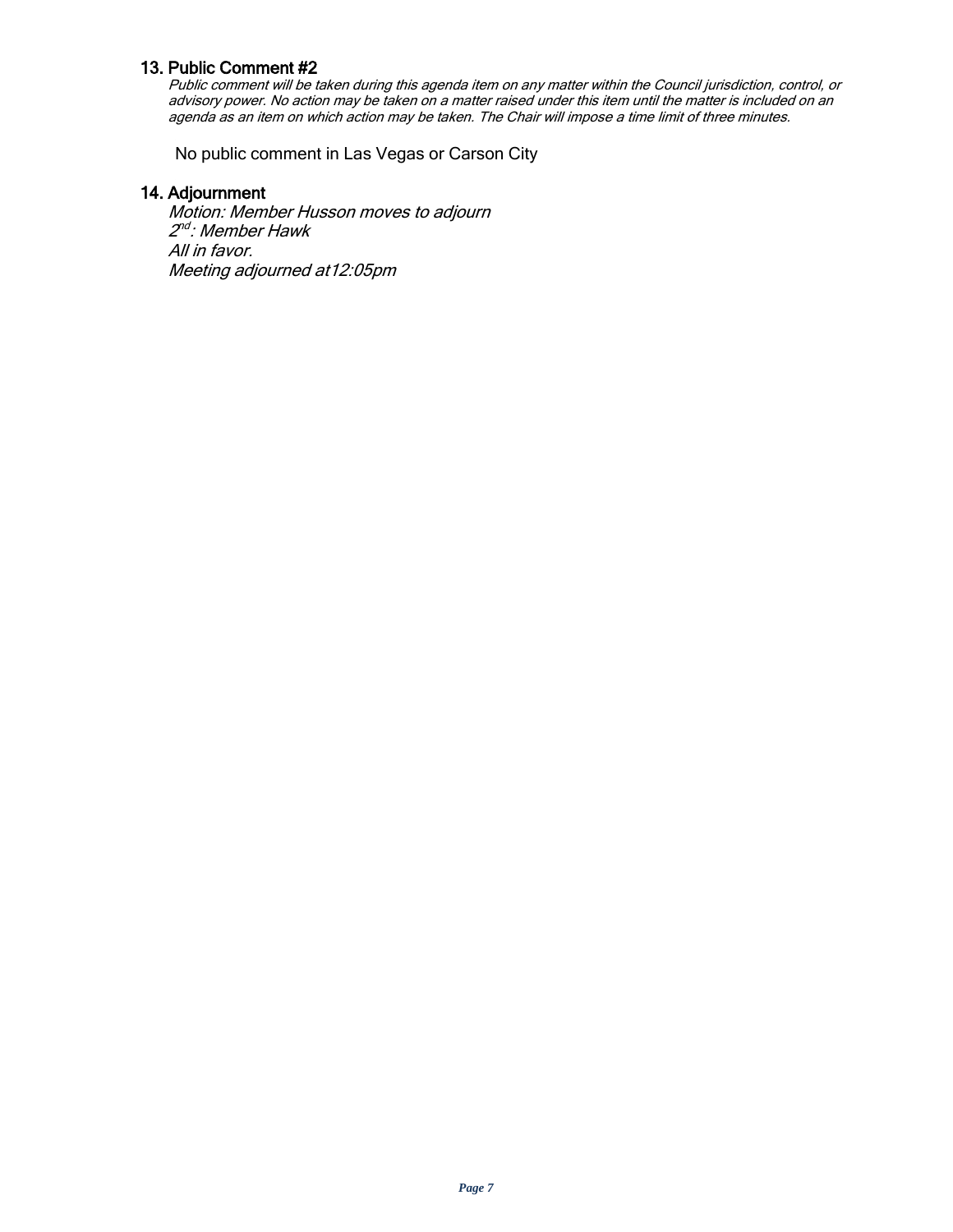## 13. Public Comment #2

*Public comment will be taken during this agenda item on any matter within the Council jurisdiction, control, or advisory power. No action may be taken on a matter raised under this item until the matter is included on an agenda as an item on which action may be taken. The Chair will impose a time limit of three minutes.*

No public comment in Las Vegas or Carson City

## 14. Adjournment

*Motion: Member Husson moves to adjourn*
*2nd: Member Hawk*
*All in favor.*
*Meeting adjourned at12:05pm*